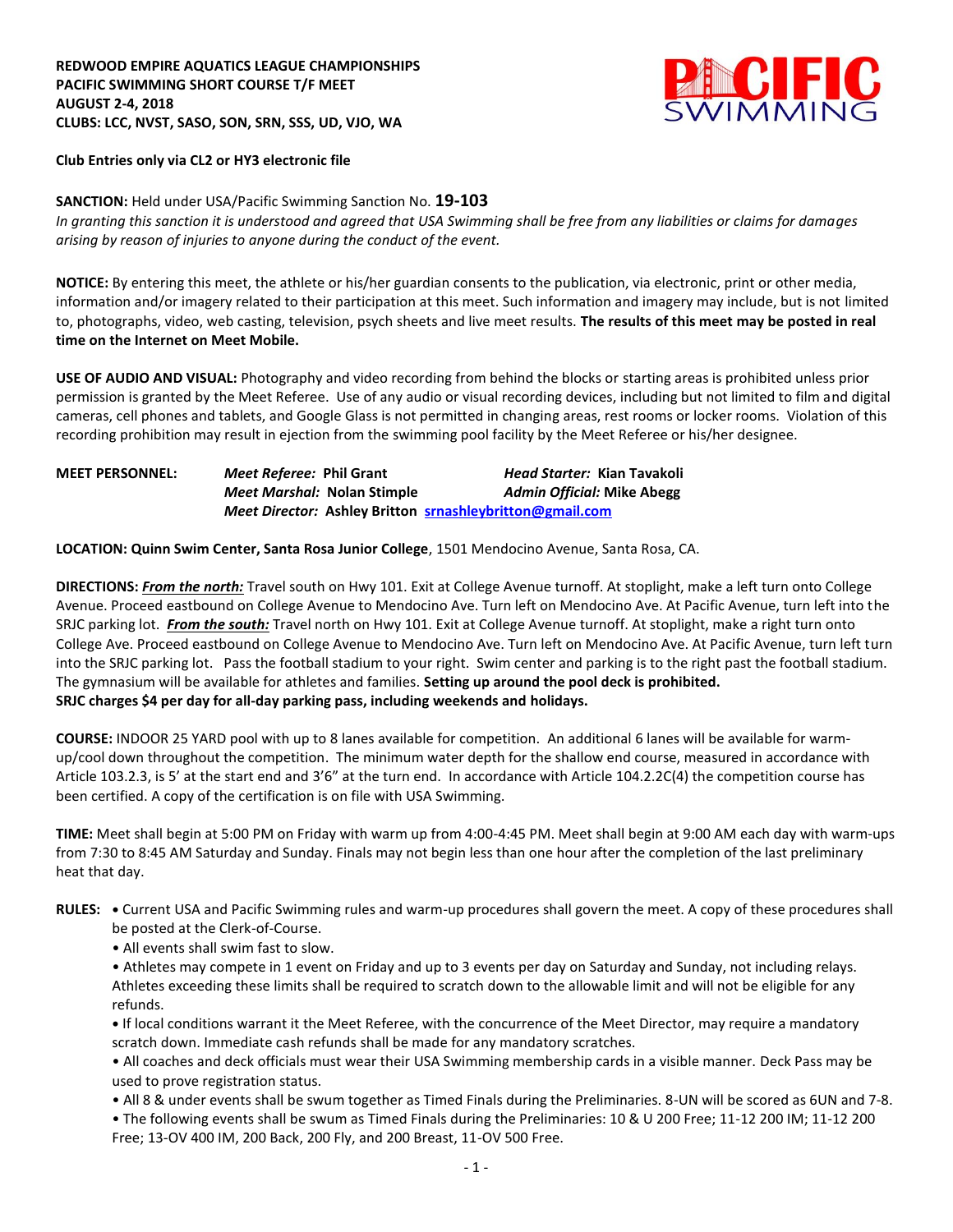**REDWOOD EMPIRE AQUATICS LEAGUE CHAMPIONSHIPS**
**PACIFIC SWIMMING SHORT COURSE T/F MEET**
**AUGUST 2-4, 2018**
**CLUBS: LCC, NVST, SASO, SON, SRN, SSS, UD, VJO, WA**

**Club Entries only via CL2 or HY3 electronic file**

**SANCTION:** Held under USA/Pacific Swimming Sanction No. **19-103**
*In granting this sanction it is understood and agreed that USA Swimming shall be free from any liabilities or claims for damages arising by reason of injuries to anyone during the conduct of the event.*

**NOTICE:** By entering this meet, the athlete or his/her guardian consents to the publication, via electronic, print or other media, information and/or imagery related to their participation at this meet. Such information and imagery may include, but is not limited to, photographs, video, web casting, television, psych sheets and live meet results. **The results of this meet may be posted in real time on the Internet on Meet Mobile.**

**USE OF AUDIO AND VISUAL:** Photography and video recording from behind the blocks or starting areas is prohibited unless prior permission is granted by the Meet Referee. Use of any audio or visual recording devices, including but not limited to film and digital cameras, cell phones and tablets, and Google Glass is not permitted in changing areas, rest rooms or locker rooms. Violation of this recording prohibition may result in ejection from the swimming pool facility by the Meet Referee or his/her designee.

**MEET PERSONNEL:**
*Meet Referee:* **Phil Grant** — *Head Starter:* **Kian Tavakoli**
*Meet Marshal:* **Nolan Stimple** — *Admin Official:* **Mike Abegg**
*Meet Director:* **Ashley Britton** srnashleybritton@gmail.com

**LOCATION: Quinn Swim Center, Santa Rosa Junior College**, 1501 Mendocino Avenue, Santa Rosa, CA.

**DIRECTIONS:** ***From the north:*** Travel south on Hwy 101. Exit at College Avenue turnoff. At stoplight, make a left turn onto College Avenue. Proceed eastbound on College Avenue to Mendocino Ave. Turn left on Mendocino Ave. At Pacific Avenue, turn left into the SRJC parking lot. ***From the south:*** Travel north on Hwy 101. Exit at College Avenue turnoff. At stoplight, make a right turn onto College Ave. Proceed eastbound on College Avenue to Mendocino Ave. Turn left on Mendocino Ave. At Pacific Avenue, turn left turn into the SRJC parking lot. Pass the football stadium to your right. Swim center and parking is to the right past the football stadium. The gymnasium will be available for athletes and families. **Setting up around the pool deck is prohibited.**
**SRJC charges $4 per day for all-day parking pass, including weekends and holidays.**

**COURSE:** INDOOR 25 YARD pool with up to 8 lanes available for competition. An additional 6 lanes will be available for warm-up/cool down throughout the competition. The minimum water depth for the shallow end course, measured in accordance with Article 103.2.3, is 5' at the start end and 3'6" at the turn end. In accordance with Article 104.2.2C(4) the competition course has been certified. A copy of the certification is on file with USA Swimming.

**TIME:** Meet shall begin at 5:00 PM on Friday with warm up from 4:00-4:45 PM. Meet shall begin at 9:00 AM each day with warm-ups from 7:30 to 8:45 AM Saturday and Sunday. Finals may not begin less than one hour after the completion of the last preliminary heat that day.

**RULES:**
- Current USA and Pacific Swimming rules and warm-up procedures shall govern the meet. A copy of these procedures shall be posted at the Clerk-of-Course.
- All events shall swim fast to slow.
- Athletes may compete in 1 event on Friday and up to 3 events per day on Saturday and Sunday, not including relays. Athletes exceeding these limits shall be required to scratch down to the allowable limit and will not be eligible for any refunds.
- If local conditions warrant it the Meet Referee, with the concurrence of the Meet Director, may require a mandatory scratch down. Immediate cash refunds shall be made for any mandatory scratches.
- All coaches and deck officials must wear their USA Swimming membership cards in a visible manner. Deck Pass may be used to prove registration status.
- All 8 & under events shall be swum together as Timed Finals during the Preliminaries. 8-UN will be scored as 6UN and 7-8.
- The following events shall be swum as Timed Finals during the Preliminaries: 10 & U 200 Free; 11-12 200 IM; 11-12 200 Free; 13-OV 400 IM, 200 Back, 200 Fly, and 200 Breast, 11-OV 500 Free.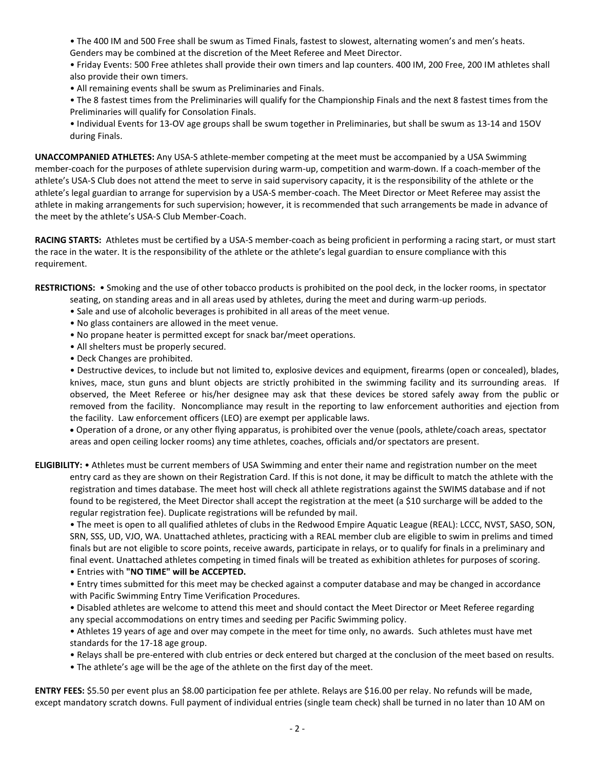- The 400 IM and 500 Free shall be swum as Timed Finals, fastest to slowest, alternating women's and men's heats. Genders may be combined at the discretion of the Meet Referee and Meet Director.
- Friday Events: 500 Free athletes shall provide their own timers and lap counters. 400 IM, 200 Free, 200 IM athletes shall also provide their own timers.
- All remaining events shall be swum as Preliminaries and Finals.
- The 8 fastest times from the Preliminaries will qualify for the Championship Finals and the next 8 fastest times from the Preliminaries will qualify for Consolation Finals.
- Individual Events for 13-OV age groups shall be swum together in Preliminaries, but shall be swum as 13-14 and 15OV during Finals.

**UNACCOMPANIED ATHLETES:** Any USA-S athlete-member competing at the meet must be accompanied by a USA Swimming member-coach for the purposes of athlete supervision during warm-up, competition and warm-down. If a coach-member of the athlete's USA-S Club does not attend the meet to serve in said supervisory capacity, it is the responsibility of the athlete or the athlete's legal guardian to arrange for supervision by a USA-S member-coach. The Meet Director or Meet Referee may assist the athlete in making arrangements for such supervision; however, it is recommended that such arrangements be made in advance of the meet by the athlete's USA-S Club Member-Coach.

**RACING STARTS:** Athletes must be certified by a USA-S member-coach as being proficient in performing a racing start, or must start the race in the water. It is the responsibility of the athlete or the athlete's legal guardian to ensure compliance with this requirement.

**RESTRICTIONS:**
- Smoking and the use of other tobacco products is prohibited on the pool deck, in the locker rooms, in spectator seating, on standing areas and in all areas used by athletes, during the meet and during warm-up periods.
- Sale and use of alcoholic beverages is prohibited in all areas of the meet venue.
- No glass containers are allowed in the meet venue.
- No propane heater is permitted except for snack bar/meet operations.
- All shelters must be properly secured.
- Deck Changes are prohibited.
- Destructive devices, to include but not limited to, explosive devices and equipment, firearms (open or concealed), blades, knives, mace, stun guns and blunt objects are strictly prohibited in the swimming facility and its surrounding areas. If observed, the Meet Referee or his/her designee may ask that these devices be stored safely away from the public or removed from the facility. Noncompliance may result in the reporting to law enforcement authorities and ejection from the facility. Law enforcement officers (LEO) are exempt per applicable laws.
- Operation of a drone, or any other flying apparatus, is prohibited over the venue (pools, athlete/coach areas, spectator areas and open ceiling locker rooms) any time athletes, coaches, officials and/or spectators are present.

**ELIGIBILITY:**
- Athletes must be current members of USA Swimming and enter their name and registration number on the meet entry card as they are shown on their Registration Card. If this is not done, it may be difficult to match the athlete with the registration and times database. The meet host will check all athlete registrations against the SWIMS database and if not found to be registered, the Meet Director shall accept the registration at the meet (a $10 surcharge will be added to the regular registration fee). Duplicate registrations will be refunded by mail.
- The meet is open to all qualified athletes of clubs in the Redwood Empire Aquatic League (REAL): LCCC, NVST, SASO, SON, SRN, SSS, UD, VJO, WA. Unattached athletes, practicing with a REAL member club are eligible to swim in prelims and timed finals but are not eligible to score points, receive awards, participate in relays, or to qualify for finals in a preliminary and final event. Unattached athletes competing in timed finals will be treated as exhibition athletes for purposes of scoring.
- Entries with **"NO TIME" will be ACCEPTED.**
- Entry times submitted for this meet may be checked against a computer database and may be changed in accordance with Pacific Swimming Entry Time Verification Procedures.
- Disabled athletes are welcome to attend this meet and should contact the Meet Director or Meet Referee regarding any special accommodations on entry times and seeding per Pacific Swimming policy.
- Athletes 19 years of age and over may compete in the meet for time only, no awards. Such athletes must have met standards for the 17-18 age group.
- Relays shall be pre-entered with club entries or deck entered but charged at the conclusion of the meet based on results.
- The athlete's age will be the age of the athlete on the first day of the meet.

**ENTRY FEES:** $5.50 per event plus an $8.00 participation fee per athlete. Relays are $16.00 per relay. No refunds will be made, except mandatory scratch downs. Full payment of individual entries (single team check) shall be turned in no later than 10 AM on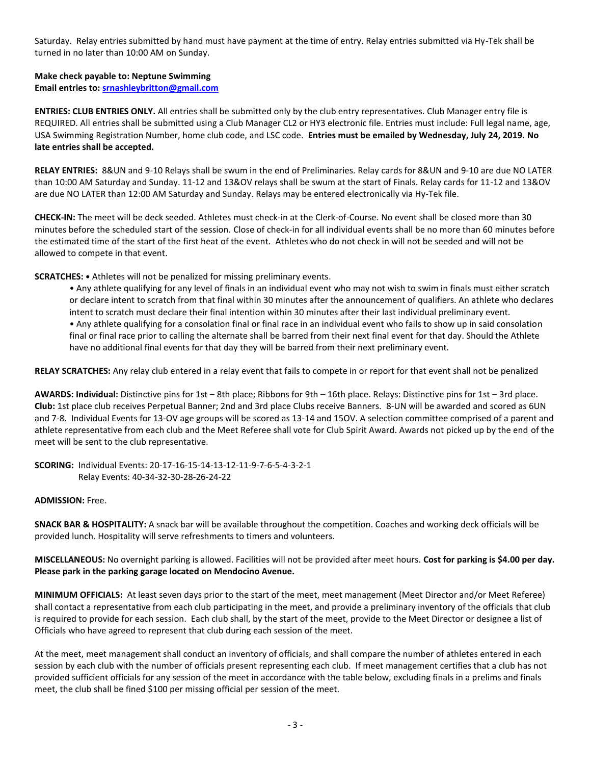Saturday. Relay entries submitted by hand must have payment at the time of entry. Relay entries submitted via Hy-Tek shall be turned in no later than 10:00 AM on Sunday.

**Make check payable to: Neptune Swimming**
**Email entries to: srnashleybritton@gmail.com**

**ENTRIES: CLUB ENTRIES ONLY.** All entries shall be submitted only by the club entry representatives. Club Manager entry file is REQUIRED. All entries shall be submitted using a Club Manager CL2 or HY3 electronic file. Entries must include: Full legal name, age, USA Swimming Registration Number, home club code, and LSC code. **Entries must be emailed by Wednesday, July 24, 2019. No late entries shall be accepted.**

**RELAY ENTRIES:** 8&UN and 9-10 Relays shall be swum in the end of Preliminaries. Relay cards for 8&UN and 9-10 are due NO LATER than 10:00 AM Saturday and Sunday. 11-12 and 13&OV relays shall be swum at the start of Finals. Relay cards for 11-12 and 13&OV are due NO LATER than 12:00 AM Saturday and Sunday. Relays may be entered electronically via Hy-Tek file.

**CHECK-IN:** The meet will be deck seeded. Athletes must check-in at the Clerk-of-Course. No event shall be closed more than 30 minutes before the scheduled start of the session. Close of check-in for all individual events shall be no more than 60 minutes before the estimated time of the start of the first heat of the event. Athletes who do not check in will not be seeded and will not be allowed to compete in that event.

**SCRATCHES:** • Athletes will not be penalized for missing preliminary events.

- Any athlete qualifying for any level of finals in an individual event who may not wish to swim in finals must either scratch or declare intent to scratch from that final within 30 minutes after the announcement of qualifiers. An athlete who declares intent to scratch must declare their final intention within 30 minutes after their last individual preliminary event.
- Any athlete qualifying for a consolation final or final race in an individual event who fails to show up in said consolation final or final race prior to calling the alternate shall be barred from their next final event for that day. Should the Athlete have no additional final events for that day they will be barred from their next preliminary event.

**RELAY SCRATCHES:** Any relay club entered in a relay event that fails to compete in or report for that event shall not be penalized

**AWARDS: Individual:** Distinctive pins for 1st – 8th place; Ribbons for 9th – 16th place. Relays: Distinctive pins for 1st – 3rd place. **Club:** 1st place club receives Perpetual Banner; 2nd and 3rd place Clubs receive Banners. 8-UN will be awarded and scored as 6UN and 7-8. Individual Events for 13-OV age groups will be scored as 13-14 and 15OV. A selection committee comprised of a parent and athlete representative from each club and the Meet Referee shall vote for Club Spirit Award. Awards not picked up by the end of the meet will be sent to the club representative.

**SCORING:** Individual Events: 20-17-16-15-14-13-12-11-9-7-6-5-4-3-2-1
Relay Events: 40-34-32-30-28-26-24-22

**ADMISSION:** Free.

**SNACK BAR & HOSPITALITY:** A snack bar will be available throughout the competition. Coaches and working deck officials will be provided lunch. Hospitality will serve refreshments to timers and volunteers.

**MISCELLANEOUS:** No overnight parking is allowed. Facilities will not be provided after meet hours. **Cost for parking is $4.00 per day. Please park in the parking garage located on Mendocino Avenue.**

**MINIMUM OFFICIALS:** At least seven days prior to the start of the meet, meet management (Meet Director and/or Meet Referee) shall contact a representative from each club participating in the meet, and provide a preliminary inventory of the officials that club is required to provide for each session. Each club shall, by the start of the meet, provide to the Meet Director or designee a list of Officials who have agreed to represent that club during each session of the meet.

At the meet, meet management shall conduct an inventory of officials, and shall compare the number of athletes entered in each session by each club with the number of officials present representing each club. If meet management certifies that a club has not provided sufficient officials for any session of the meet in accordance with the table below, excluding finals in a prelims and finals meet, the club shall be fined $100 per missing official per session of the meet.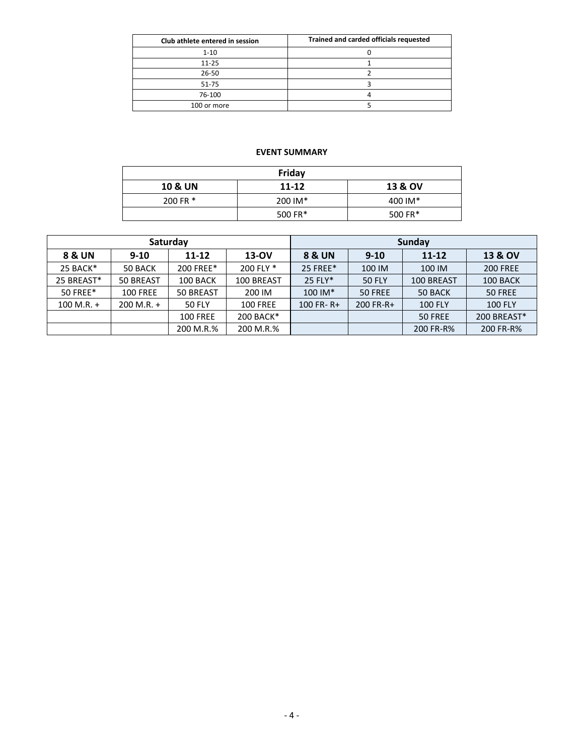| Club athlete entered in session | Trained and carded officials requested |
|---|---|
| 1-10 | 0 |
| 11-25 | 1 |
| 26-50 | 2 |
| 51-75 | 3 |
| 76-100 | 4 |
| 100 or more | 5 |

**EVENT SUMMARY**

| Friday | | |
|---|---|---|
| **10 & UN** | **11-12** | **13 & OV** |
| 200 FR * | 200 IM* | 400 IM* |
| | 500 FR* | 500 FR* |

| Saturday | | | | Sunday | | | |
|---|---|---|---|---|---|---|---|
| **8 & UN** | **9-10** | **11-12** | **13-OV** | **8 & UN** | **9-10** | **11-12** | **13 & OV** |
| 25 BACK* | 50 BACK | 200 FREE* | 200 FLY * | 25 FREE* | 100 IM | 100 IM | 200 FREE |
| 25 BREAST* | 50 BREAST | 100 BACK | 100 BREAST | 25 FLY* | 50 FLY | 100 BREAST | 100 BACK |
| 50 FREE* | 100 FREE | 50 BREAST | 200 IM | 100 IM* | 50 FREE | 50 BACK | 50 FREE |
| 100 M.R. + | 200 M.R. + | 50 FLY | 100 FREE | 100 FR- R+ | 200 FR-R+ | 100 FLY | 100 FLY |
| | | 100 FREE | 200 BACK* | | | 50 FREE | 200 BREAST* |
| | | 200 M.R.% | 200 M.R.% | | | 200 FR-R% | 200 FR-R% |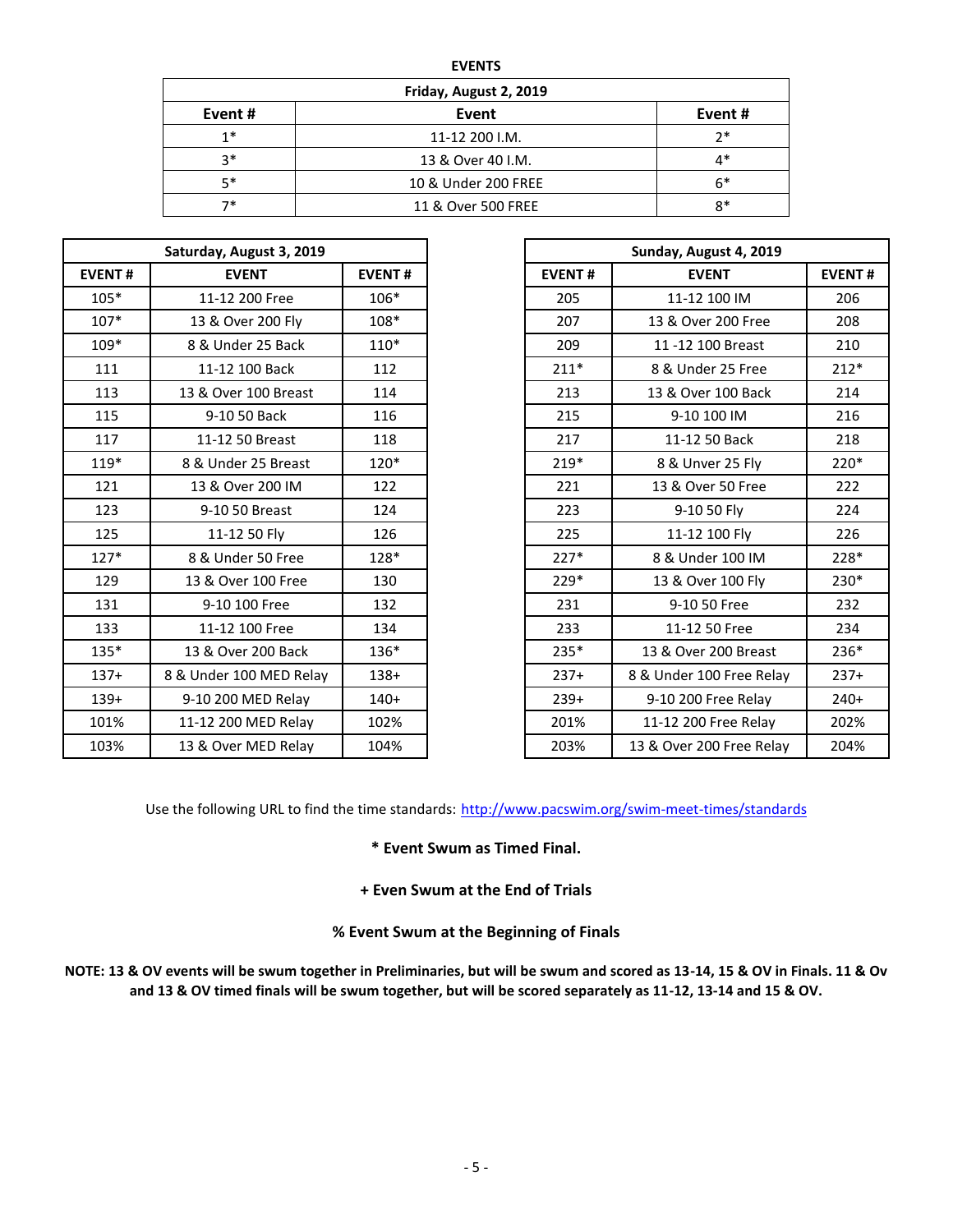**EVENTS**

| Friday, August 2, 2019 | | |
|---|---|---|
| **Event #** | **Event** | **Event #** |
| 1* | 11-12 200 I.M. | 2* |
| 3* | 13 & Over 40 I.M. | 4* |
| 5* | 10 & Under 200 FREE | 6* |
| 7* | 11 & Over 500 FREE | 8* |

| Saturday, August 3, 2019 | | |
|---|---|---|
| **EVENT #** | **EVENT** | **EVENT #** |
| 105* | 11-12 200 Free | 106* |
| 107* | 13 & Over 200 Fly | 108* |
| 109* | 8 & Under 25 Back | 110* |
| 111 | 11-12 100 Back | 112 |
| 113 | 13 & Over 100 Breast | 114 |
| 115 | 9-10 50 Back | 116 |
| 117 | 11-12 50 Breast | 118 |
| 119* | 8 & Under 25 Breast | 120* |
| 121 | 13 & Over 200 IM | 122 |
| 123 | 9-10 50 Breast | 124 |
| 125 | 11-12 50 Fly | 126 |
| 127* | 8 & Under 50 Free | 128* |
| 129 | 13 & Over 100 Free | 130 |
| 131 | 9-10 100 Free | 132 |
| 133 | 11-12 100 Free | 134 |
| 135* | 13 & Over 200 Back | 136* |
| 137+ | 8 & Under 100 MED Relay | 138+ |
| 139+ | 9-10 200 MED Relay | 140+ |
| 101% | 11-12 200 MED Relay | 102% |
| 103% | 13 & Over MED Relay | 104% |

| Sunday, August 4, 2019 | | |
|---|---|---|
| **EVENT #** | **EVENT** | **EVENT #** |
| 205 | 11-12 100 IM | 206 |
| 207 | 13 & Over 200 Free | 208 |
| 209 | 11 -12 100 Breast | 210 |
| 211* | 8 & Under 25 Free | 212* |
| 213 | 13 & Over 100 Back | 214 |
| 215 | 9-10 100 IM | 216 |
| 217 | 11-12 50 Back | 218 |
| 219* | 8 & Unver 25 Fly | 220* |
| 221 | 13 & Over 50 Free | 222 |
| 223 | 9-10 50 Fly | 224 |
| 225 | 11-12 100 Fly | 226 |
| 227* | 8 & Under 100 IM | 228* |
| 229* | 13 & Over 100 Fly | 230* |
| 231 | 9-10 50 Free | 232 |
| 233 | 11-12 50 Free | 234 |
| 235* | 13 & Over 200 Breast | 236* |
| 237+ | 8 & Under 100 Free Relay | 237+ |
| 239+ | 9-10 200 Free Relay | 240+ |
| 201% | 11-12 200 Free Relay | 202% |
| 203% | 13 & Over 200 Free Relay | 204% |

Use the following URL to find the time standards: http://www.pacswim.org/swim-meet-times/standards

**\* Event Swum as Timed Final.**

**+ Even Swum at the End of Trials**

**% Event Swum at the Beginning of Finals**

**NOTE: 13 & OV events will be swum together in Preliminaries, but will be swum and scored as 13-14, 15 & OV in Finals. 11 & Ov and 13 & OV timed finals will be swum together, but will be scored separately as 11-12, 13-14 and 15 & OV.**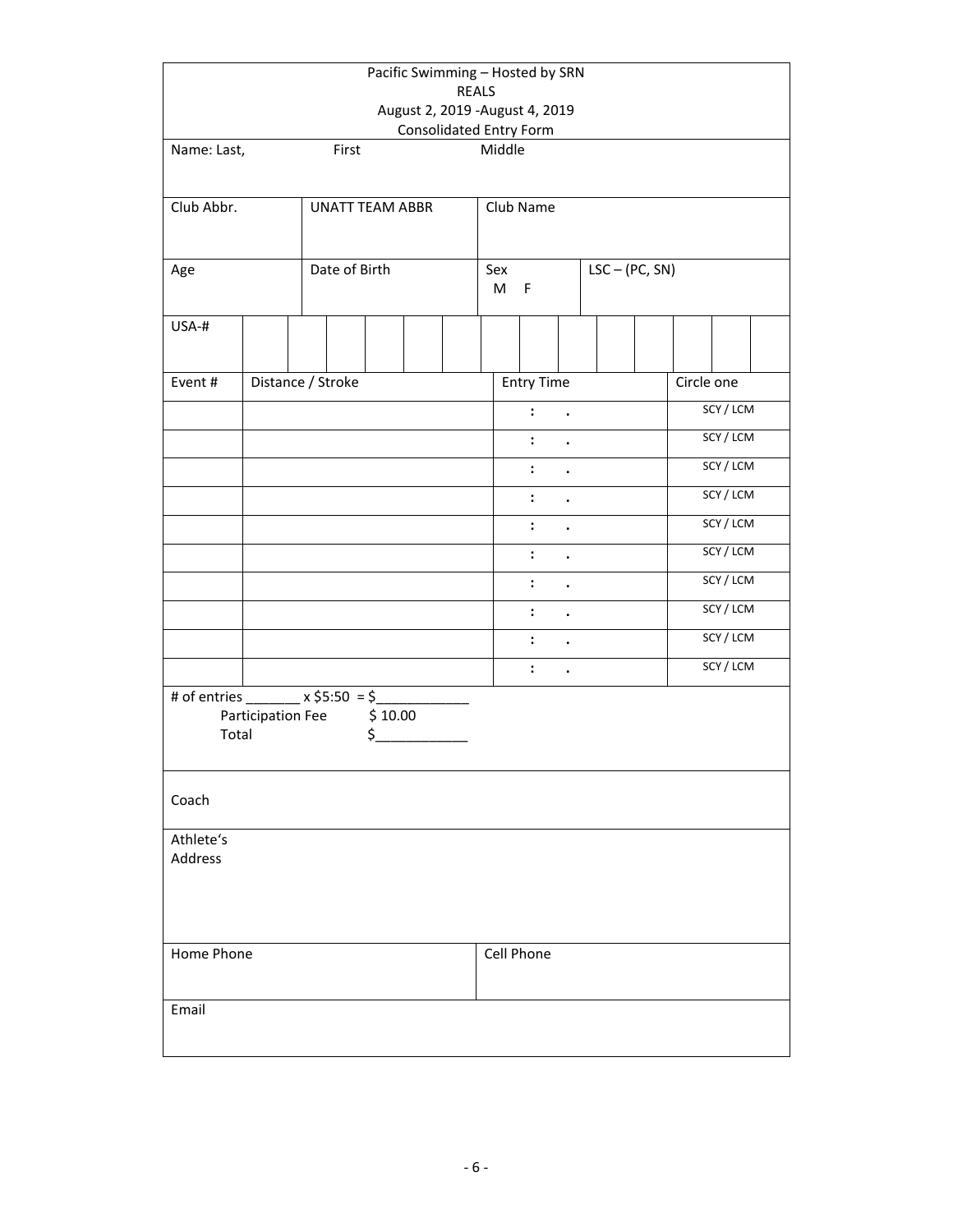Pacific Swimming – Hosted by SRN
REALS
August 2, 2019 -August 4, 2019
Consolidated Entry Form

| | | | |
|---|---|---|---|
| Name: Last, | First | Middle | |
| Club Abbr. | UNATT TEAM ABBR | Club Name | |
| Age | Date of Birth | Sex M F | LSC – (PC, SN) |

| | | | | | | | | | | | | | |
|---|---|---|---|---|---|---|---|---|---|---|---|---|---|
| USA-# | | | | | | | | | | | | | |

| Event # | Distance / Stroke | Entry Time | Circle one |
|---|---|---|---|
| | | : . | SCY / LCM |
| | | : . | SCY / LCM |
| | | : . | SCY / LCM |
| | | : . | SCY / LCM |
| | | : . | SCY / LCM |
| | | : . | SCY / LCM |
| | | : . | SCY / LCM |
| | | : . | SCY / LCM |
| | | : . | SCY / LCM |
| | | : . | SCY / LCM |

# of entries _______ x $5:50 = $____________
Participation Fee $ 10.00
Total $____________

Coach

Athlete's Address

| | |
|---|---|
| Home Phone | Cell Phone |

Email